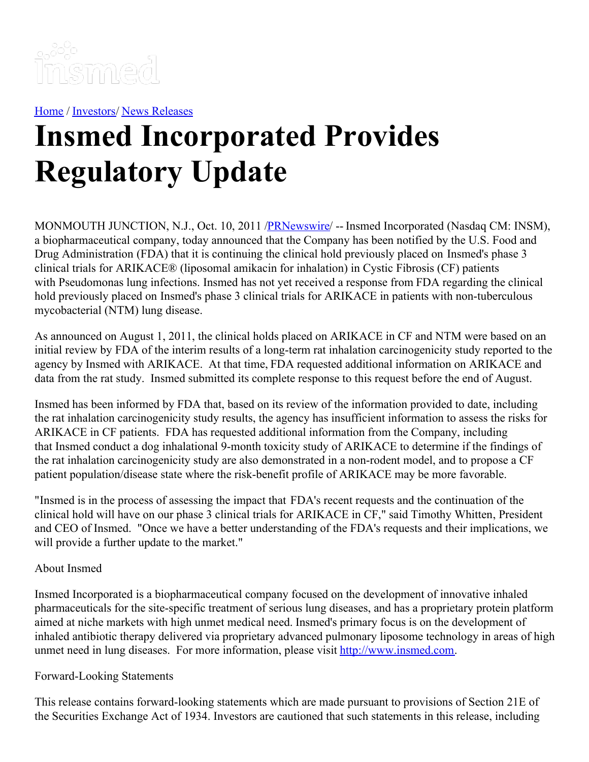[Home](#) / [Investors](#)/ [News Releases](#)

# Insmed Incorporated Provides Regulatory Update

MONMOUTH JUNCTION, N.J., Oct. 10, 2011 /[PRNewswire](#)/ -- Insmed Incorporated (Nasdaq CM: INSM), a biopharmaceutical company, today announced that the Company has been notified by the U.S. Food and Drug Administration (FDA) that it is continuing the clinical hold previously placed on Insmed's phase 3 clinical trials for ARIKACE® (liposomal amikacin for inhalation) in Cystic Fibrosis (CF) patients with Pseudomonas lung infections. Insmed has not yet received a response from FDA regarding the clinical hold previously placed on Insmed's phase 3 clinical trials for ARIKACE in patients with non-tuberculous mycobacterial (NTM) lung disease.

As announced on August 1, 2011, the clinical holds placed on ARIKACE in CF and NTM were based on an initial review by FDA of the interim results of a long-term rat inhalation carcinogenicity study reported to the agency by Insmed with ARIKACE. At that time, FDA requested additional information on ARIKACE and data from the rat study. Insmed submitted its complete response to this request before the end of August.

Insmed has been informed by FDA that, based on its review of the information provided to date, including the rat inhalation carcinogenicity study results, the agency has insufficient information to assess the risks for ARIKACE in CF patients. FDA has requested additional information from the Company, including that Insmed conduct a dog inhalational 9-month toxicity study of ARIKACE to determine if the findings of the rat inhalation carcinogenicity study are also demonstrated in a non-rodent model, and to propose a CF patient population/disease state where the risk-benefit profile of ARIKACE may be more favorable.

"Insmed is in the process of assessing the impact that FDA's recent requests and the continuation of the clinical hold will have on our phase 3 clinical trials for ARIKACE in CF," said Timothy Whitten, President and CEO of Insmed. "Once we have a better understanding of the FDA's requests and their implications, we will provide a further update to the market."

About Insmed

Insmed Incorporated is a biopharmaceutical company focused on the development of innovative inhaled pharmaceuticals for the site-specific treatment of serious lung diseases, and has a proprietary protein platform aimed at niche markets with high unmet medical need. Insmed's primary focus is on the development of inhaled antibiotic therapy delivered via proprietary advanced pulmonary liposome technology in areas of high unmet need in lung diseases. For more information, please visit [http://www.insmed.com](http://www.insmed.com).

Forward-Looking Statements

This release contains forward-looking statements which are made pursuant to provisions of Section 21E of the Securities Exchange Act of 1934. Investors are cautioned that such statements in this release, including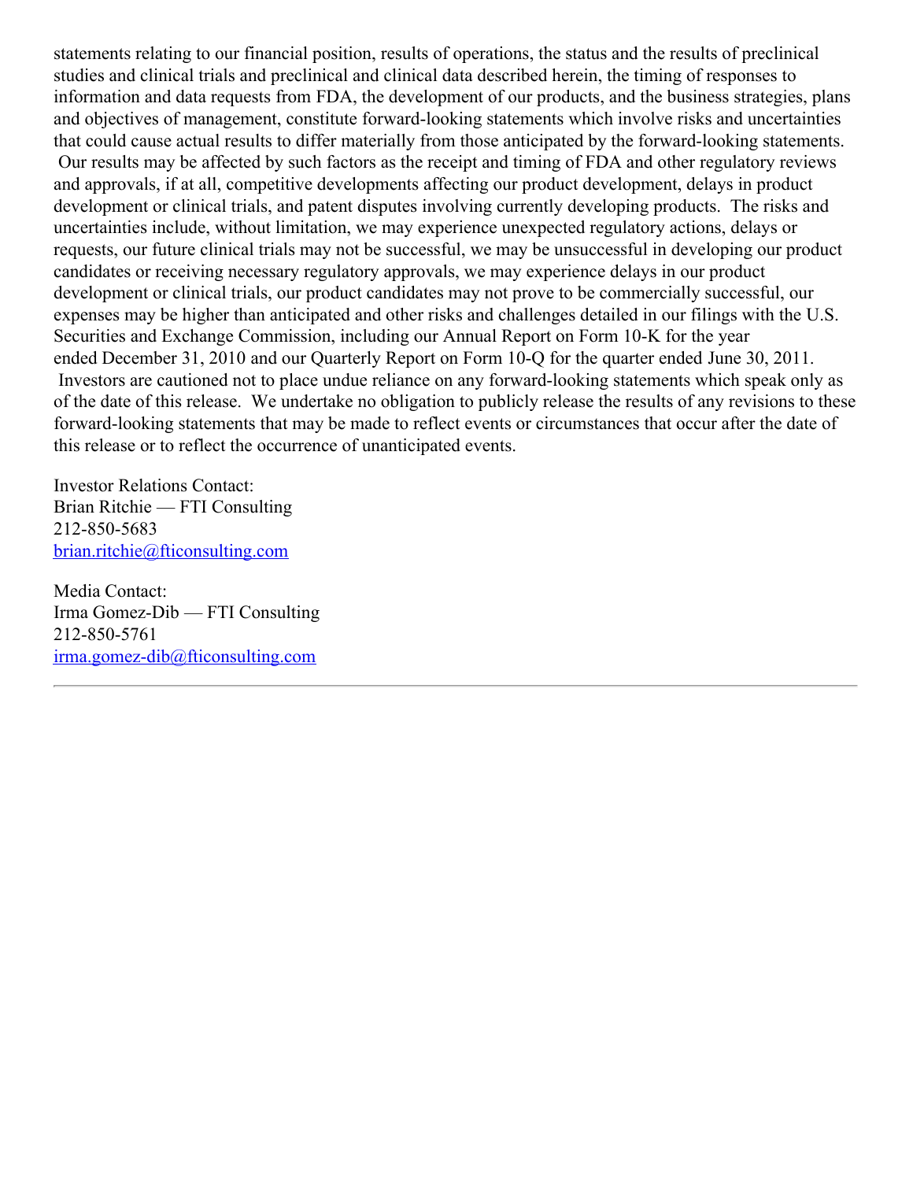statements relating to our financial position, results of operations, the status and the results of preclinical studies and clinical trials and preclinical and clinical data described herein, the timing of responses to information and data requests from FDA, the development of our products, and the business strategies, plans and objectives of management, constitute forward-looking statements which involve risks and uncertainties that could cause actual results to differ materially from those anticipated by the forward-looking statements. Our results may be affected by such factors as the receipt and timing of FDA and other regulatory reviews and approvals, if at all, competitive developments affecting our product development, delays in product development or clinical trials, and patent disputes involving currently developing products. The risks and uncertainties include, without limitation, we may experience unexpected regulatory actions, delays or requests, our future clinical trials may not be successful, we may be unsuccessful in developing our product candidates or receiving necessary regulatory approvals, we may experience delays in our product development or clinical trials, our product candidates may not prove to be commercially successful, our expenses may be higher than anticipated and other risks and challenges detailed in our filings with the U.S. Securities and Exchange Commission, including our Annual Report on Form 10-K for the year ended December 31, 2010 and our Quarterly Report on Form 10-Q for the quarter ended June 30, 2011. Investors are cautioned not to place undue reliance on any forward-looking statements which speak only as of the date of this release. We undertake no obligation to publicly release the results of any revisions to these forward-looking statements that may be made to reflect events or circumstances that occur after the date of this release or to reflect the occurrence of unanticipated events.

Investor Relations Contact:
Brian Ritchie — FTI Consulting
212-850-5683
brian.ritchie@fticonsulting.com

Media Contact:
Irma Gomez-Dib — FTI Consulting
212-850-5761
irma.gomez-dib@fticonsulting.com